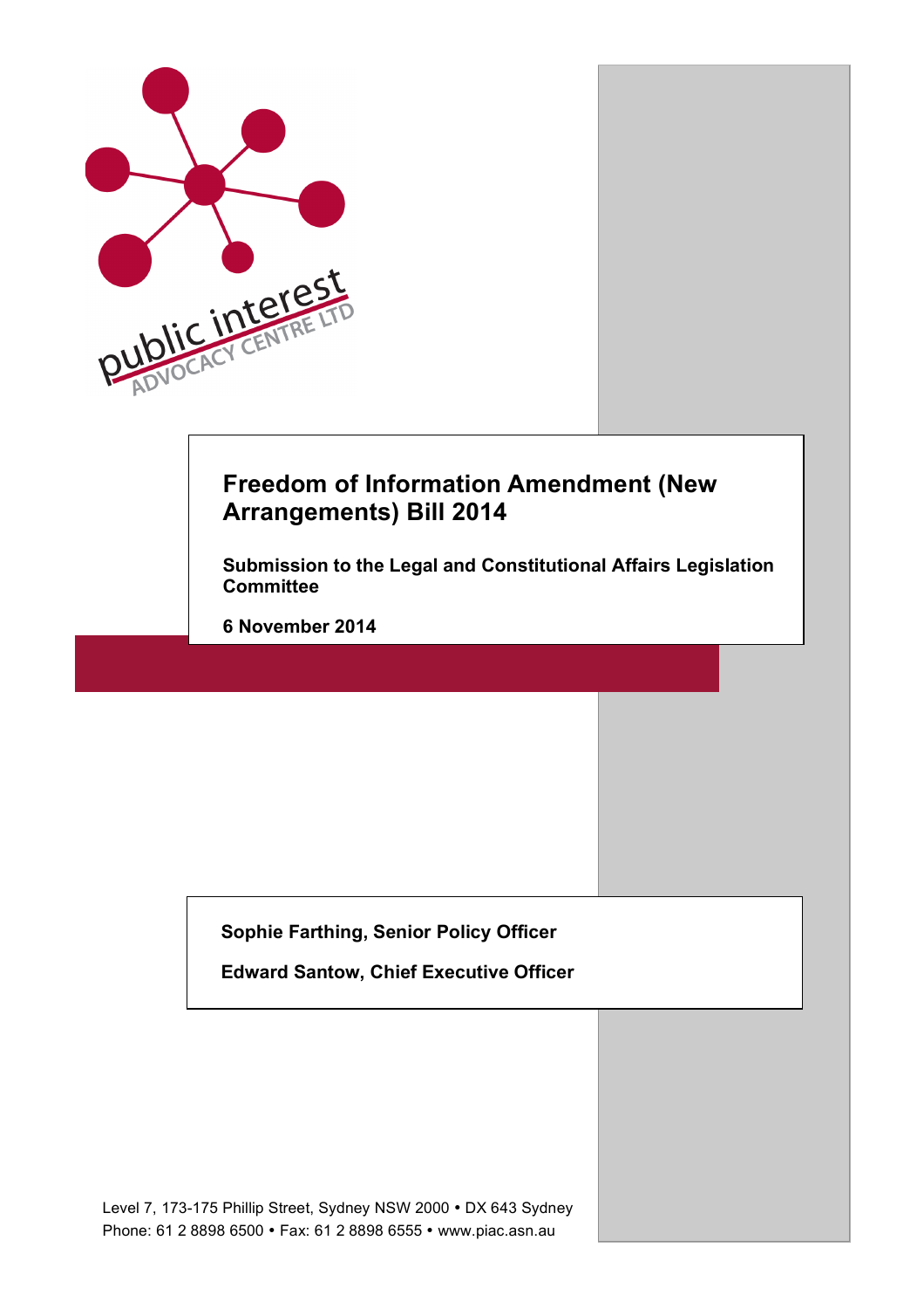public interest ADVOCACY CENTRE LTD

# Freedom of Information Amendment (New Arrangements) Bill 2014

**Submission to the Legal and Constitutional Affairs Legislation Committee**

**6 November 2014**

**Sophie Farthing, Senior Policy Officer**

**Edward Santow, Chief Executive Officer**

Level 7, 173-175 Phillip Street, Sydney NSW 2000 • DX 643 Sydney
Phone: 61 2 8898 6500 • Fax: 61 2 8898 6555 • www.piac.asn.au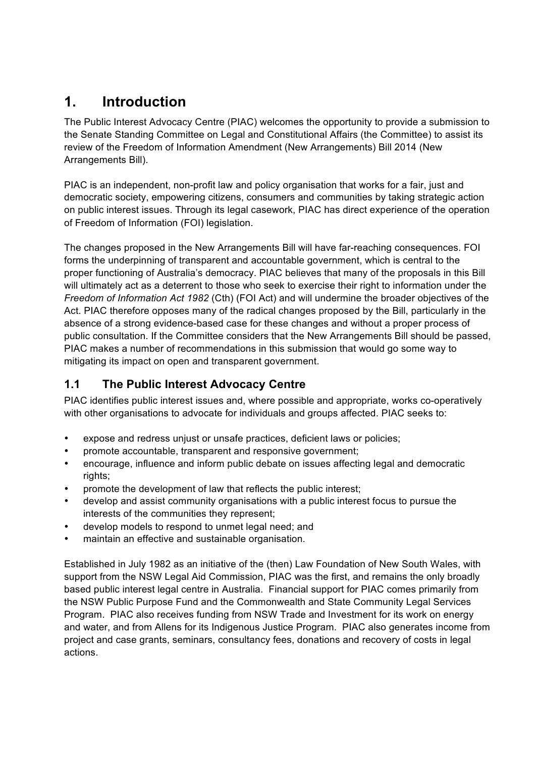# 1. Introduction

The Public Interest Advocacy Centre (PIAC) welcomes the opportunity to provide a submission to the Senate Standing Committee on Legal and Constitutional Affairs (the Committee) to assist its review of the Freedom of Information Amendment (New Arrangements) Bill 2014 (New Arrangements Bill).

PIAC is an independent, non-profit law and policy organisation that works for a fair, just and democratic society, empowering citizens, consumers and communities by taking strategic action on public interest issues. Through its legal casework, PIAC has direct experience of the operation of Freedom of Information (FOI) legislation.

The changes proposed in the New Arrangements Bill will have far-reaching consequences. FOI forms the underpinning of transparent and accountable government, which is central to the proper functioning of Australia's democracy. PIAC believes that many of the proposals in this Bill will ultimately act as a deterrent to those who seek to exercise their right to information under the *Freedom of Information Act 1982* (Cth) (FOI Act) and will undermine the broader objectives of the Act. PIAC therefore opposes many of the radical changes proposed by the Bill, particularly in the absence of a strong evidence-based case for these changes and without a proper process of public consultation. If the Committee considers that the New Arrangements Bill should be passed, PIAC makes a number of recommendations in this submission that would go some way to mitigating its impact on open and transparent government.

## 1.1 The Public Interest Advocacy Centre

PIAC identifies public interest issues and, where possible and appropriate, works co-operatively with other organisations to advocate for individuals and groups affected. PIAC seeks to:

- expose and redress unjust or unsafe practices, deficient laws or policies;
- promote accountable, transparent and responsive government;
- encourage, influence and inform public debate on issues affecting legal and democratic rights;
- promote the development of law that reflects the public interest;
- develop and assist community organisations with a public interest focus to pursue the interests of the communities they represent;
- develop models to respond to unmet legal need; and
- maintain an effective and sustainable organisation.

Established in July 1982 as an initiative of the (then) Law Foundation of New South Wales, with support from the NSW Legal Aid Commission, PIAC was the first, and remains the only broadly based public interest legal centre in Australia. Financial support for PIAC comes primarily from the NSW Public Purpose Fund and the Commonwealth and State Community Legal Services Program. PIAC also receives funding from NSW Trade and Investment for its work on energy and water, and from Allens for its Indigenous Justice Program. PIAC also generates income from project and case grants, seminars, consultancy fees, donations and recovery of costs in legal actions.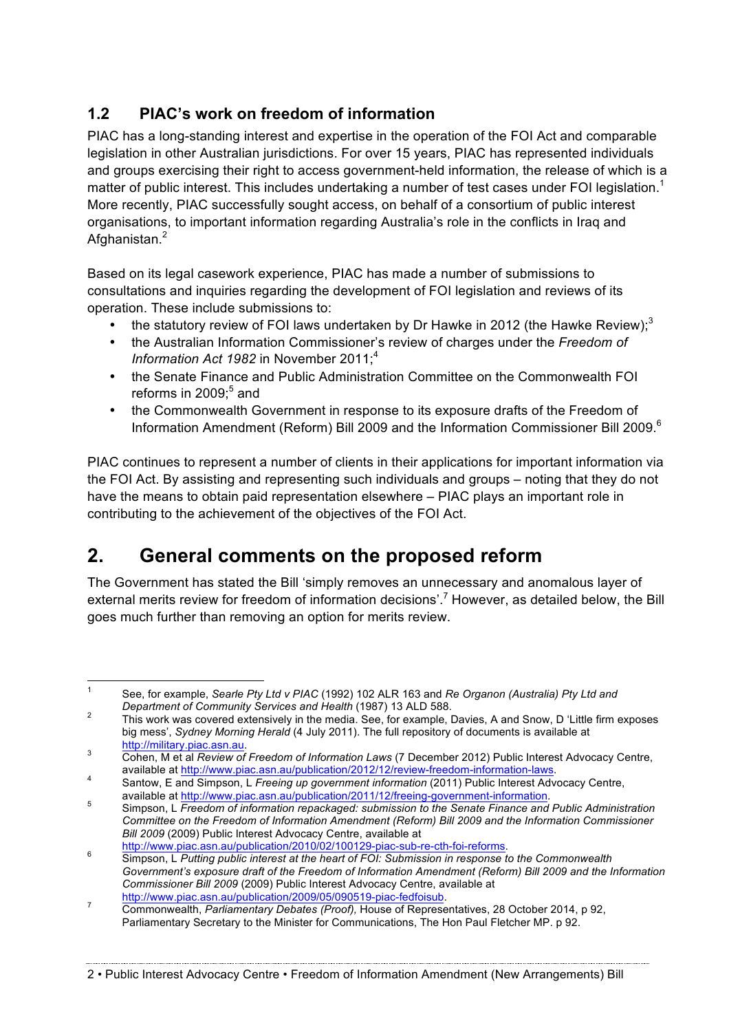## 1.2 PIAC's work on freedom of information

PIAC has a long-standing interest and expertise in the operation of the FOI Act and comparable legislation in other Australian jurisdictions. For over 15 years, PIAC has represented individuals and groups exercising their right to access government-held information, the release of which is a matter of public interest. This includes undertaking a number of test cases under FOI legislation.[1] More recently, PIAC successfully sought access, on behalf of a consortium of public interest organisations, to important information regarding Australia's role in the conflicts in Iraq and Afghanistan.[2]

Based on its legal casework experience, PIAC has made a number of submissions to consultations and inquiries regarding the development of FOI legislation and reviews of its operation. These include submissions to:

- the statutory review of FOI laws undertaken by Dr Hawke in 2012 (the Hawke Review);[3]
- the Australian Information Commissioner's review of charges under the *Freedom of Information Act 1982* in November 2011;[4]
- the Senate Finance and Public Administration Committee on the Commonwealth FOI reforms in 2009;[5] and
- the Commonwealth Government in response to its exposure drafts of the Freedom of Information Amendment (Reform) Bill 2009 and the Information Commissioner Bill 2009.[6]

PIAC continues to represent a number of clients in their applications for important information via the FOI Act. By assisting and representing such individuals and groups – noting that they do not have the means to obtain paid representation elsewhere – PIAC plays an important role in contributing to the achievement of the objectives of the FOI Act.

# 2. General comments on the proposed reform

The Government has stated the Bill 'simply removes an unnecessary and anomalous layer of external merits review for freedom of information decisions'.[7] However, as detailed below, the Bill goes much further than removing an option for merits review.

---

[1] See, for example, *Searle Pty Ltd v PIAC* (1992) 102 ALR 163 and *Re Organon (Australia) Pty Ltd and Department of Community Services and Health* (1987) 13 ALD 588.

[2] This work was covered extensively in the media. See, for example, Davies, A and Snow, D 'Little firm exposes big mess', *Sydney Morning Herald* (4 July 2011). The full repository of documents is available at http://military.piac.asn.au.

[3] Cohen, M et al *Review of Freedom of Information Laws* (7 December 2012) Public Interest Advocacy Centre, available at http://www.piac.asn.au/publication/2012/12/review-freedom-information-laws.

[4] Santow, E and Simpson, L *Freeing up government information* (2011) Public Interest Advocacy Centre, available at http://www.piac.asn.au/publication/2011/12/freeing-government-information.

[5] Simpson, L *Freedom of information repackaged: submission to the Senate Finance and Public Administration Committee on the Freedom of Information Amendment (Reform) Bill 2009 and the Information Commissioner Bill 2009* (2009) Public Interest Advocacy Centre, available at http://www.piac.asn.au/publication/2010/02/100129-piac-sub-re-cth-foi-reforms.

[6] Simpson, L *Putting public interest at the heart of FOI: Submission in response to the Commonwealth Government's exposure draft of the Freedom of Information Amendment (Reform) Bill 2009 and the Information Commissioner Bill 2009* (2009) Public Interest Advocacy Centre, available at http://www.piac.asn.au/publication/2009/05/090519-piac-fedfoisub.

[7] Commonwealth, *Parliamentary Debates (Proof),* House of Representatives, 28 October 2014, p 92, Parliamentary Secretary to the Minister for Communications, The Hon Paul Fletcher MP. p 92.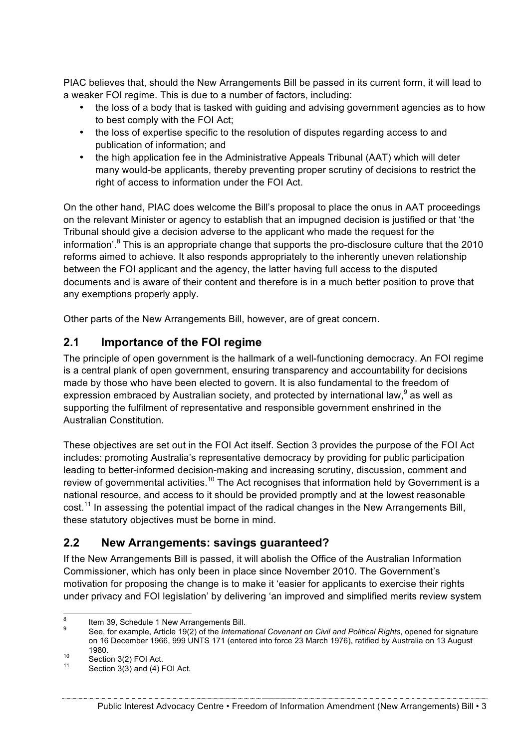PIAC believes that, should the New Arrangements Bill be passed in its current form, it will lead to a weaker FOI regime. This is due to a number of factors, including:

- the loss of a body that is tasked with guiding and advising government agencies as to how to best comply with the FOI Act;
- the loss of expertise specific to the resolution of disputes regarding access to and publication of information; and
- the high application fee in the Administrative Appeals Tribunal (AAT) which will deter many would-be applicants, thereby preventing proper scrutiny of decisions to restrict the right of access to information under the FOI Act.

On the other hand, PIAC does welcome the Bill's proposal to place the onus in AAT proceedings on the relevant Minister or agency to establish that an impugned decision is justified or that 'the Tribunal should give a decision adverse to the applicant who made the request for the information'.[8] This is an appropriate change that supports the pro-disclosure culture that the 2010 reforms aimed to achieve. It also responds appropriately to the inherently uneven relationship between the FOI applicant and the agency, the latter having full access to the disputed documents and is aware of their content and therefore is in a much better position to prove that any exemptions properly apply.

Other parts of the New Arrangements Bill, however, are of great concern.

## 2.1 Importance of the FOI regime

The principle of open government is the hallmark of a well-functioning democracy. An FOI regime is a central plank of open government, ensuring transparency and accountability for decisions made by those who have been elected to govern. It is also fundamental to the freedom of expression embraced by Australian society, and protected by international law,[9] as well as supporting the fulfilment of representative and responsible government enshrined in the Australian Constitution.

These objectives are set out in the FOI Act itself. Section 3 provides the purpose of the FOI Act includes: promoting Australia's representative democracy by providing for public participation leading to better-informed decision-making and increasing scrutiny, discussion, comment and review of governmental activities.[10] The Act recognises that information held by Government is a national resource, and access to it should be provided promptly and at the lowest reasonable cost.[11] In assessing the potential impact of the radical changes in the New Arrangements Bill, these statutory objectives must be borne in mind.

## 2.2 New Arrangements: savings guaranteed?

If the New Arrangements Bill is passed, it will abolish the Office of the Australian Information Commissioner, which has only been in place since November 2010. The Government's motivation for proposing the change is to make it 'easier for applicants to exercise their rights under privacy and FOI legislation' by delivering 'an improved and simplified merits review system

---

[8] Item 39, Schedule 1 New Arrangements Bill.

[9] See, for example, Article 19(2) of the *International Covenant on Civil and Political Rights*, opened for signature on 16 December 1966, 999 UNTS 171 (entered into force 23 March 1976), ratified by Australia on 13 August 1980.

[10] Section 3(2) FOI Act.

[11] Section 3(3) and (4) FOI Act.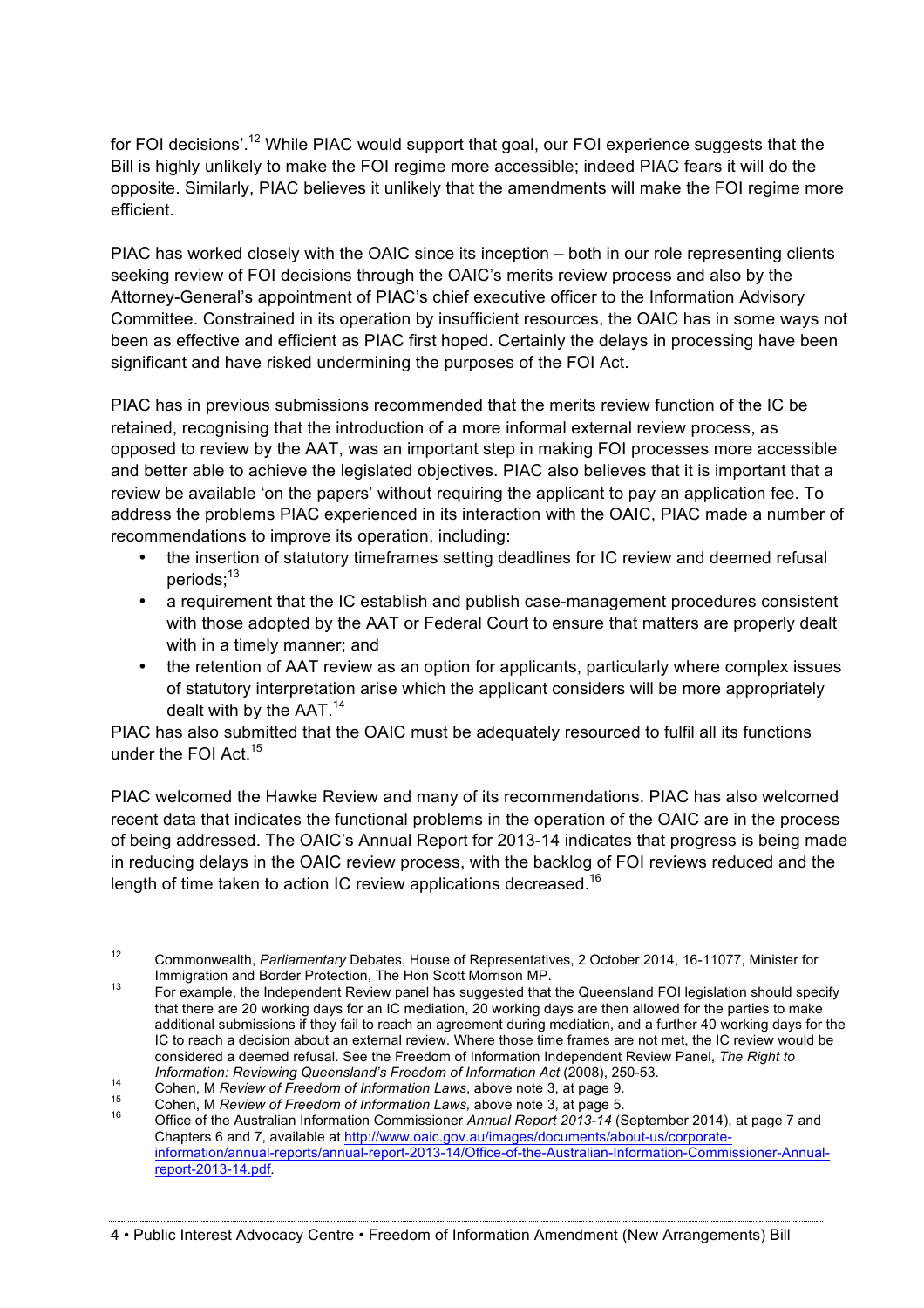for FOI decisions'.[12] While PIAC would support that goal, our FOI experience suggests that the Bill is highly unlikely to make the FOI regime more accessible; indeed PIAC fears it will do the opposite. Similarly, PIAC believes it unlikely that the amendments will make the FOI regime more efficient.

PIAC has worked closely with the OAIC since its inception – both in our role representing clients seeking review of FOI decisions through the OAIC's merits review process and also by the Attorney-General's appointment of PIAC's chief executive officer to the Information Advisory Committee. Constrained in its operation by insufficient resources, the OAIC has in some ways not been as effective and efficient as PIAC first hoped. Certainly the delays in processing have been significant and have risked undermining the purposes of the FOI Act.

PIAC has in previous submissions recommended that the merits review function of the IC be retained, recognising that the introduction of a more informal external review process, as opposed to review by the AAT, was an important step in making FOI processes more accessible and better able to achieve the legislated objectives. PIAC also believes that it is important that a review be available 'on the papers' without requiring the applicant to pay an application fee. To address the problems PIAC experienced in its interaction with the OAIC, PIAC made a number of recommendations to improve its operation, including:

- the insertion of statutory timeframes setting deadlines for IC review and deemed refusal periods;[13]
- a requirement that the IC establish and publish case-management procedures consistent with those adopted by the AAT or Federal Court to ensure that matters are properly dealt with in a timely manner; and
- the retention of AAT review as an option for applicants, particularly where complex issues of statutory interpretation arise which the applicant considers will be more appropriately dealt with by the AAT.[14]

PIAC has also submitted that the OAIC must be adequately resourced to fulfil all its functions under the FOI Act.[15]

PIAC welcomed the Hawke Review and many of its recommendations. PIAC has also welcomed recent data that indicates the functional problems in the operation of the OAIC are in the process of being addressed. The OAIC's Annual Report for 2013-14 indicates that progress is being made in reducing delays in the OAIC review process, with the backlog of FOI reviews reduced and the length of time taken to action IC review applications decreased.[16]

---

[12] Commonwealth, *Parliamentary* Debates, House of Representatives, 2 October 2014, 16-11077, Minister for Immigration and Border Protection, The Hon Scott Morrison MP.

[13] For example, the Independent Review panel has suggested that the Queensland FOI legislation should specify that there are 20 working days for an IC mediation, 20 working days are then allowed for the parties to make additional submissions if they fail to reach an agreement during mediation, and a further 40 working days for the IC to reach a decision about an external review. Where those time frames are not met, the IC review would be considered a deemed refusal. See the Freedom of Information Independent Review Panel, *The Right to Information: Reviewing Queensland's Freedom of Information Act* (2008), 250-53.

[14] Cohen, M *Review of Freedom of Information Laws*, above note 3, at page 9.

[15] Cohen, M *Review of Freedom of Information Laws,* above note 3, at page 5.

[16] Office of the Australian Information Commissioner *Annual Report 2013-14* (September 2014), at page 7 and Chapters 6 and 7, available at http://www.oaic.gov.au/images/documents/about-us/corporate-information/annual-reports/annual-report-2013-14/Office-of-the-Australian-Information-Commissioner-Annual-report-2013-14.pdf.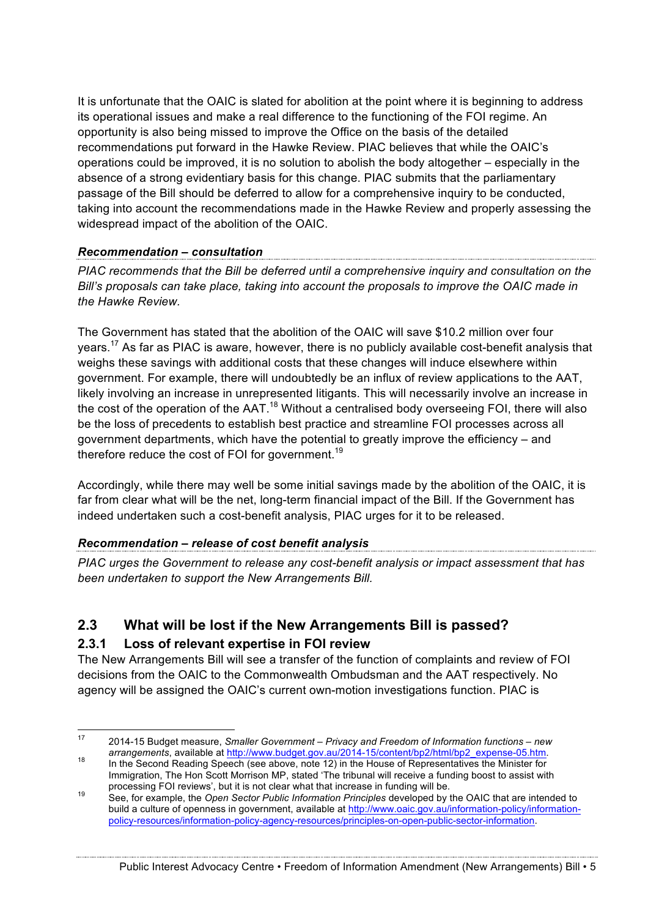It is unfortunate that the OAIC is slated for abolition at the point where it is beginning to address its operational issues and make a real difference to the functioning of the FOI regime. An opportunity is also being missed to improve the Office on the basis of the detailed recommendations put forward in the Hawke Review. PIAC believes that while the OAIC's operations could be improved, it is no solution to abolish the body altogether – especially in the absence of a strong evidentiary basis for this change. PIAC submits that the parliamentary passage of the Bill should be deferred to allow for a comprehensive inquiry to be conducted, taking into account the recommendations made in the Hawke Review and properly assessing the widespread impact of the abolition of the OAIC.

***Recommendation – consultation***

*PIAC recommends that the Bill be deferred until a comprehensive inquiry and consultation on the Bill's proposals can take place, taking into account the proposals to improve the OAIC made in the Hawke Review.*

The Government has stated that the abolition of the OAIC will save $10.2 million over four years.[17] As far as PIAC is aware, however, there is no publicly available cost-benefit analysis that weighs these savings with additional costs that these changes will induce elsewhere within government. For example, there will undoubtedly be an influx of review applications to the AAT, likely involving an increase in unrepresented litigants. This will necessarily involve an increase in the cost of the operation of the AAT.[18] Without a centralised body overseeing FOI, there will also be the loss of precedents to establish best practice and streamline FOI processes across all government departments, which have the potential to greatly improve the efficiency – and therefore reduce the cost of FOI for government.[19]

Accordingly, while there may well be some initial savings made by the abolition of the OAIC, it is far from clear what will be the net, long-term financial impact of the Bill. If the Government has indeed undertaken such a cost-benefit analysis, PIAC urges for it to be released.

***Recommendation – release of cost benefit analysis***

*PIAC urges the Government to release any cost-benefit analysis or impact assessment that has been undertaken to support the New Arrangements Bill.*

## 2.3 What will be lost if the New Arrangements Bill is passed?

### 2.3.1 Loss of relevant expertise in FOI review

The New Arrangements Bill will see a transfer of the function of complaints and review of FOI decisions from the OAIC to the Commonwealth Ombudsman and the AAT respectively. No agency will be assigned the OAIC's current own-motion investigations function. PIAC is

---

[17] 2014-15 Budget measure, *Smaller Government – Privacy and Freedom of Information functions – new arrangements*, available at http://www.budget.gov.au/2014-15/content/bp2/html/bp2_expense-05.htm.

[18] In the Second Reading Speech (see above, note 12) in the House of Representatives the Minister for Immigration, The Hon Scott Morrison MP, stated 'The tribunal will receive a funding boost to assist with processing FOI reviews', but it is not clear what that increase in funding will be.

[19] See, for example, the *Open Sector Public Information Principles* developed by the OAIC that are intended to build a culture of openness in government, available at http://www.oaic.gov.au/information-policy/information-policy-resources/information-policy-agency-resources/principles-on-open-public-sector-information.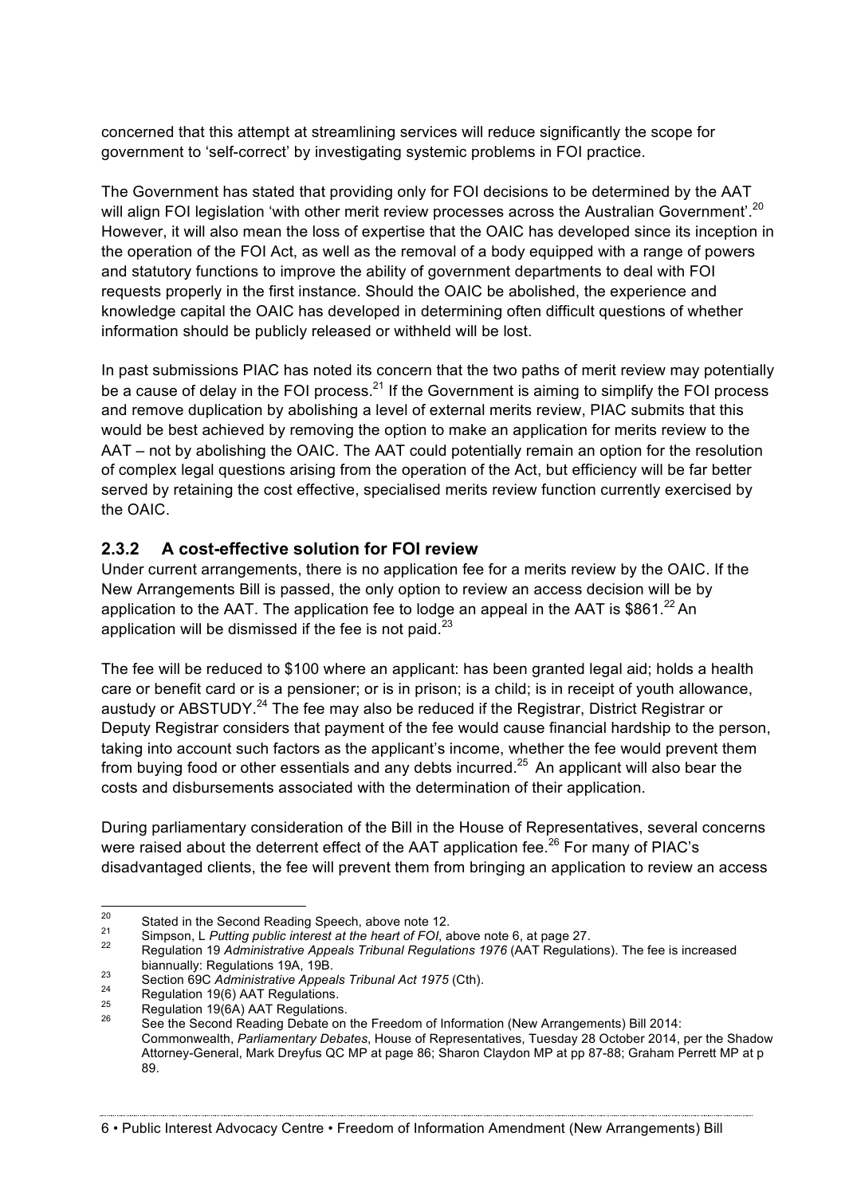concerned that this attempt at streamlining services will reduce significantly the scope for government to 'self-correct' by investigating systemic problems in FOI practice.

The Government has stated that providing only for FOI decisions to be determined by the AAT will align FOI legislation 'with other merit review processes across the Australian Government'.[20] However, it will also mean the loss of expertise that the OAIC has developed since its inception in the operation of the FOI Act, as well as the removal of a body equipped with a range of powers and statutory functions to improve the ability of government departments to deal with FOI requests properly in the first instance. Should the OAIC be abolished, the experience and knowledge capital the OAIC has developed in determining often difficult questions of whether information should be publicly released or withheld will be lost.

In past submissions PIAC has noted its concern that the two paths of merit review may potentially be a cause of delay in the FOI process.[21] If the Government is aiming to simplify the FOI process and remove duplication by abolishing a level of external merits review, PIAC submits that this would be best achieved by removing the option to make an application for merits review to the AAT – not by abolishing the OAIC. The AAT could potentially remain an option for the resolution of complex legal questions arising from the operation of the Act, but efficiency will be far better served by retaining the cost effective, specialised merits review function currently exercised by the OAIC.

### 2.3.2 A cost-effective solution for FOI review

Under current arrangements, there is no application fee for a merits review by the OAIC. If the New Arrangements Bill is passed, the only option to review an access decision will be by application to the AAT. The application fee to lodge an appeal in the AAT is $861.[22] An application will be dismissed if the fee is not paid.[23]

The fee will be reduced to $100 where an applicant: has been granted legal aid; holds a health care or benefit card or is a pensioner; or is in prison; is a child; is in receipt of youth allowance, austudy or ABSTUDY.[24] The fee may also be reduced if the Registrar, District Registrar or Deputy Registrar considers that payment of the fee would cause financial hardship to the person, taking into account such factors as the applicant's income, whether the fee would prevent them from buying food or other essentials and any debts incurred.[25] An applicant will also bear the costs and disbursements associated with the determination of their application.

During parliamentary consideration of the Bill in the House of Representatives, several concerns were raised about the deterrent effect of the AAT application fee.[26] For many of PIAC's disadvantaged clients, the fee will prevent them from bringing an application to review an access

---

[20] Stated in the Second Reading Speech, above note 12.

[21] Simpson, L *Putting public interest at the heart of FOI*, above note 6, at page 27.

[22] Regulation 19 *Administrative Appeals Tribunal Regulations 1976* (AAT Regulations). The fee is increased biannually: Regulations 19A, 19B.

[23] Section 69C *Administrative Appeals Tribunal Act 1975* (Cth).

[24] Regulation 19(6) AAT Regulations.

[25] Regulation 19(6A) AAT Regulations.

[26] See the Second Reading Debate on the Freedom of Information (New Arrangements) Bill 2014: Commonwealth, *Parliamentary Debates*, House of Representatives, Tuesday 28 October 2014, per the Shadow Attorney-General, Mark Dreyfus QC MP at page 86; Sharon Claydon MP at pp 87-88; Graham Perrett MP at p 89.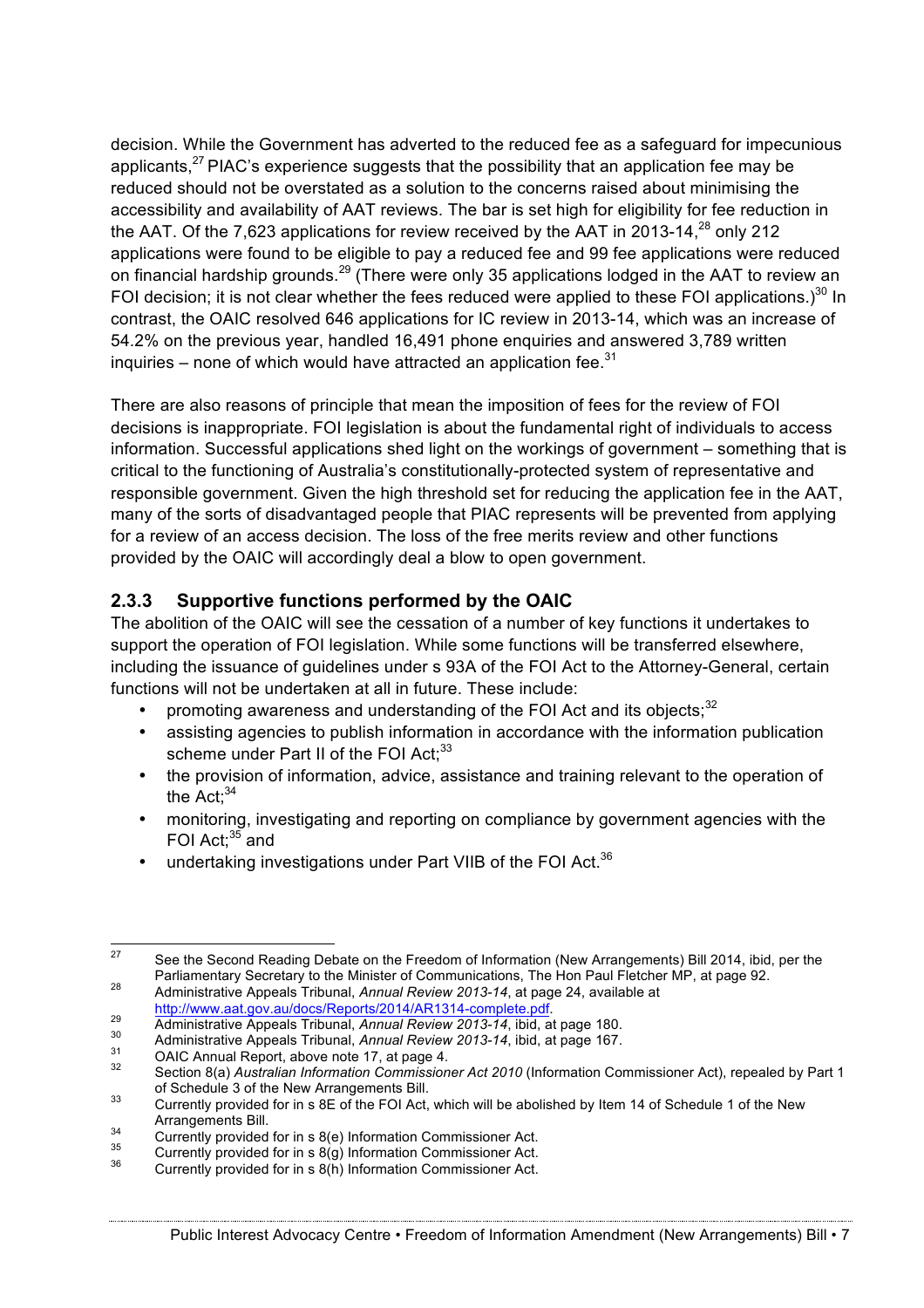decision. While the Government has adverted to the reduced fee as a safeguard for impecunious applicants,[27] PIAC's experience suggests that the possibility that an application fee may be reduced should not be overstated as a solution to the concerns raised about minimising the accessibility and availability of AAT reviews. The bar is set high for eligibility for fee reduction in the AAT. Of the 7,623 applications for review received by the AAT in 2013-14,[28] only 212 applications were found to be eligible to pay a reduced fee and 99 fee applications were reduced on financial hardship grounds.[29] (There were only 35 applications lodged in the AAT to review an FOI decision; it is not clear whether the fees reduced were applied to these FOI applications.)[30] In contrast, the OAIC resolved 646 applications for IC review in 2013-14, which was an increase of 54.2% on the previous year, handled 16,491 phone enquiries and answered 3,789 written inquiries – none of which would have attracted an application fee.[31]

There are also reasons of principle that mean the imposition of fees for the review of FOI decisions is inappropriate. FOI legislation is about the fundamental right of individuals to access information. Successful applications shed light on the workings of government – something that is critical to the functioning of Australia's constitutionally-protected system of representative and responsible government. Given the high threshold set for reducing the application fee in the AAT, many of the sorts of disadvantaged people that PIAC represents will be prevented from applying for a review of an access decision. The loss of the free merits review and other functions provided by the OAIC will accordingly deal a blow to open government.

### 2.3.3 Supportive functions performed by the OAIC

The abolition of the OAIC will see the cessation of a number of key functions it undertakes to support the operation of FOI legislation. While some functions will be transferred elsewhere, including the issuance of guidelines under s 93A of the FOI Act to the Attorney-General, certain functions will not be undertaken at all in future. These include:

- promoting awareness and understanding of the FOI Act and its objects;[32]
- assisting agencies to publish information in accordance with the information publication scheme under Part II of the FOI Act;[33]
- the provision of information, advice, assistance and training relevant to the operation of the Act;[34]
- monitoring, investigating and reporting on compliance by government agencies with the FOI Act;[35] and
- undertaking investigations under Part VIIB of the FOI Act.[36]

---

[27] See the Second Reading Debate on the Freedom of Information (New Arrangements) Bill 2014, ibid, per the Parliamentary Secretary to the Minister of Communications, The Hon Paul Fletcher MP, at page 92.

[28] Administrative Appeals Tribunal, *Annual Review 2013-14*, at page 24, available at http://www.aat.gov.au/docs/Reports/2014/AR1314-complete.pdf.

[29] Administrative Appeals Tribunal, *Annual Review 2013-14*, ibid, at page 180.

[30] Administrative Appeals Tribunal, *Annual Review 2013-14*, ibid, at page 167.

[31] OAIC Annual Report, above note 17, at page 4.

[32] Section 8(a) *Australian Information Commissioner Act 2010* (Information Commissioner Act), repealed by Part 1 of Schedule 3 of the New Arrangements Bill.

[33] Currently provided for in s 8E of the FOI Act, which will be abolished by Item 14 of Schedule 1 of the New Arrangements Bill.

[34] Currently provided for in s 8(e) Information Commissioner Act.

[35] Currently provided for in s 8(g) Information Commissioner Act.

[36] Currently provided for in s 8(h) Information Commissioner Act.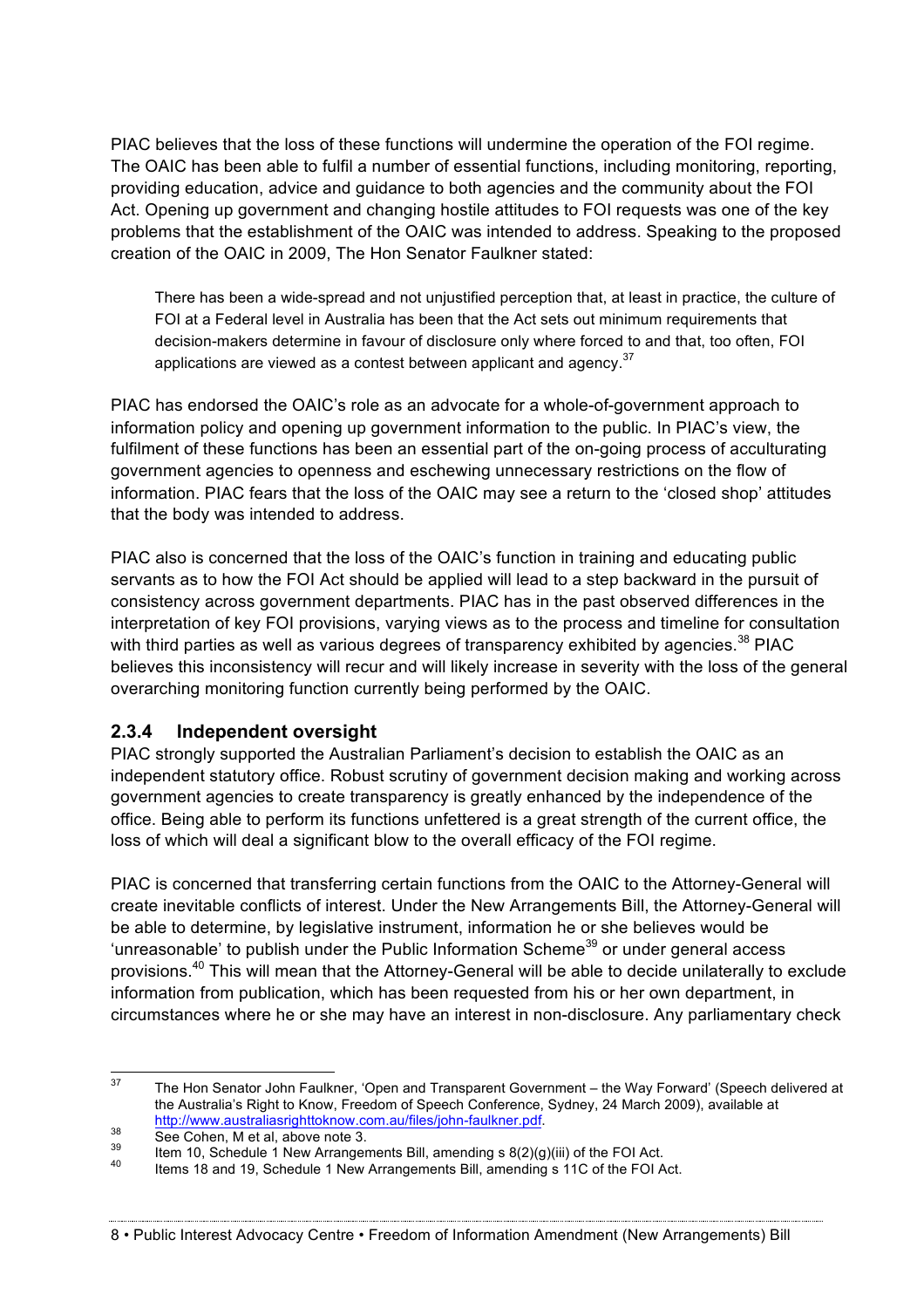PIAC believes that the loss of these functions will undermine the operation of the FOI regime. The OAIC has been able to fulfil a number of essential functions, including monitoring, reporting, providing education, advice and guidance to both agencies and the community about the FOI Act. Opening up government and changing hostile attitudes to FOI requests was one of the key problems that the establishment of the OAIC was intended to address. Speaking to the proposed creation of the OAIC in 2009, The Hon Senator Faulkner stated:

> There has been a wide-spread and not unjustified perception that, at least in practice, the culture of FOI at a Federal level in Australia has been that the Act sets out minimum requirements that decision-makers determine in favour of disclosure only where forced to and that, too often, FOI applications are viewed as a contest between applicant and agency.[37]

PIAC has endorsed the OAIC's role as an advocate for a whole-of-government approach to information policy and opening up government information to the public. In PIAC's view, the fulfilment of these functions has been an essential part of the on-going process of acculturating government agencies to openness and eschewing unnecessary restrictions on the flow of information. PIAC fears that the loss of the OAIC may see a return to the 'closed shop' attitudes that the body was intended to address.

PIAC also is concerned that the loss of the OAIC's function in training and educating public servants as to how the FOI Act should be applied will lead to a step backward in the pursuit of consistency across government departments. PIAC has in the past observed differences in the interpretation of key FOI provisions, varying views as to the process and timeline for consultation with third parties as well as various degrees of transparency exhibited by agencies.[38] PIAC believes this inconsistency will recur and will likely increase in severity with the loss of the general overarching monitoring function currently being performed by the OAIC.

### 2.3.4 Independent oversight

PIAC strongly supported the Australian Parliament's decision to establish the OAIC as an independent statutory office. Robust scrutiny of government decision making and working across government agencies to create transparency is greatly enhanced by the independence of the office. Being able to perform its functions unfettered is a great strength of the current office, the loss of which will deal a significant blow to the overall efficacy of the FOI regime.

PIAC is concerned that transferring certain functions from the OAIC to the Attorney-General will create inevitable conflicts of interest. Under the New Arrangements Bill, the Attorney-General will be able to determine, by legislative instrument, information he or she believes would be 'unreasonable' to publish under the Public Information Scheme[39] or under general access provisions.[40] This will mean that the Attorney-General will be able to decide unilaterally to exclude information from publication, which has been requested from his or her own department, in circumstances where he or she may have an interest in non-disclosure. Any parliamentary check

---

[37] The Hon Senator John Faulkner, 'Open and Transparent Government – the Way Forward' (Speech delivered at the Australia's Right to Know, Freedom of Speech Conference, Sydney, 24 March 2009), available at http://www.australiasrighttoknow.com.au/files/john-faulkner.pdf.

[38] See Cohen, M et al, above note 3.

[39] Item 10, Schedule 1 New Arrangements Bill, amending s 8(2)(g)(iii) of the FOI Act.

[40] Items 18 and 19, Schedule 1 New Arrangements Bill, amending s 11C of the FOI Act.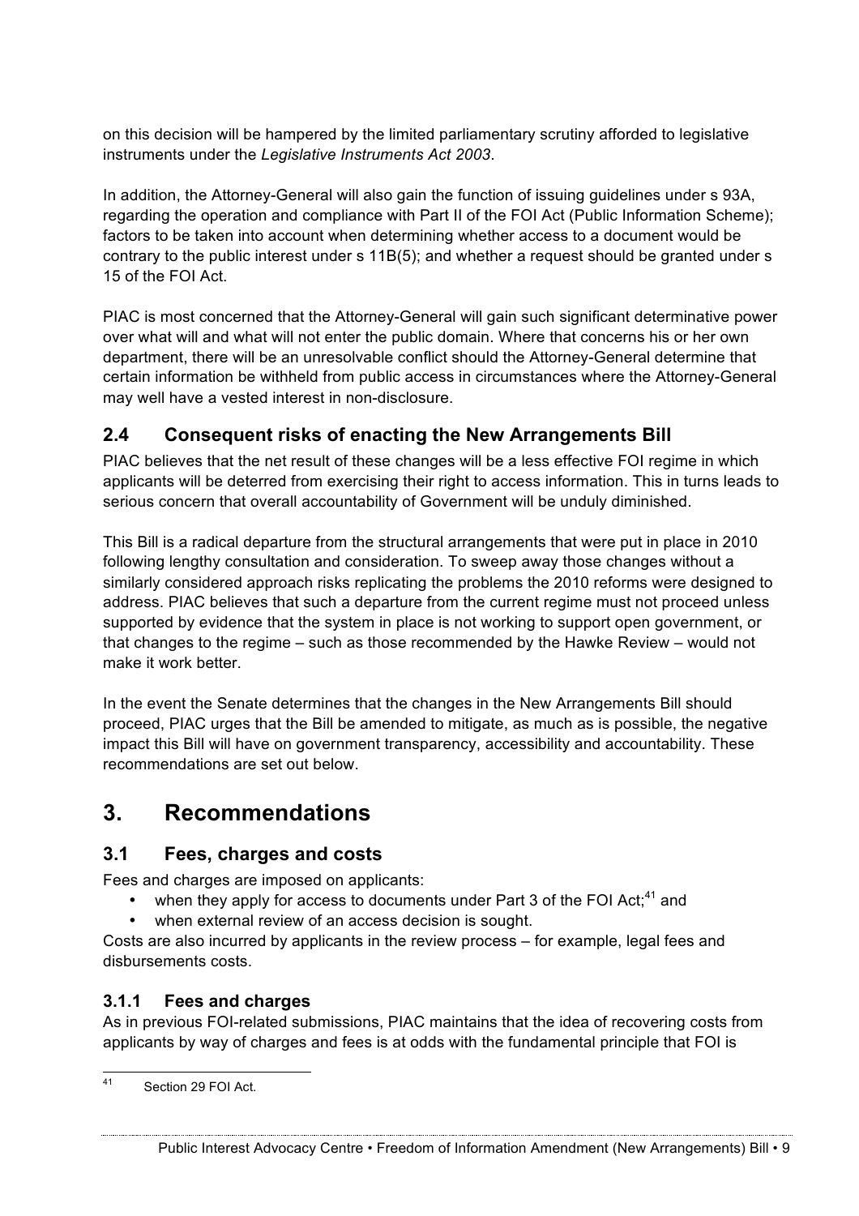on this decision will be hampered by the limited parliamentary scrutiny afforded to legislative instruments under the *Legislative Instruments Act 2003*.

In addition, the Attorney-General will also gain the function of issuing guidelines under s 93A, regarding the operation and compliance with Part II of the FOI Act (Public Information Scheme); factors to be taken into account when determining whether access to a document would be contrary to the public interest under s 11B(5); and whether a request should be granted under s 15 of the FOI Act.

PIAC is most concerned that the Attorney-General will gain such significant determinative power over what will and what will not enter the public domain. Where that concerns his or her own department, there will be an unresolvable conflict should the Attorney-General determine that certain information be withheld from public access in circumstances where the Attorney-General may well have a vested interest in non-disclosure.

### 2.4 Consequent risks of enacting the New Arrangements Bill

PIAC believes that the net result of these changes will be a less effective FOI regime in which applicants will be deterred from exercising their right to access information. This in turns leads to serious concern that overall accountability of Government will be unduly diminished.

This Bill is a radical departure from the structural arrangements that were put in place in 2010 following lengthy consultation and consideration. To sweep away those changes without a similarly considered approach risks replicating the problems the 2010 reforms were designed to address. PIAC believes that such a departure from the current regime must not proceed unless supported by evidence that the system in place is not working to support open government, or that changes to the regime – such as those recommended by the Hawke Review – would not make it work better.

In the event the Senate determines that the changes in the New Arrangements Bill should proceed, PIAC urges that the Bill be amended to mitigate, as much as is possible, the negative impact this Bill will have on government transparency, accessibility and accountability. These recommendations are set out below.

## 3. Recommendations

### 3.1 Fees, charges and costs

Fees and charges are imposed on applicants:

- when they apply for access to documents under Part 3 of the FOI Act;[41] and
- when external review of an access decision is sought.

Costs are also incurred by applicants in the review process – for example, legal fees and disbursements costs.

#### 3.1.1 Fees and charges

As in previous FOI-related submissions, PIAC maintains that the idea of recovering costs from applicants by way of charges and fees is at odds with the fundamental principle that FOI is

[41] Section 29 FOI Act.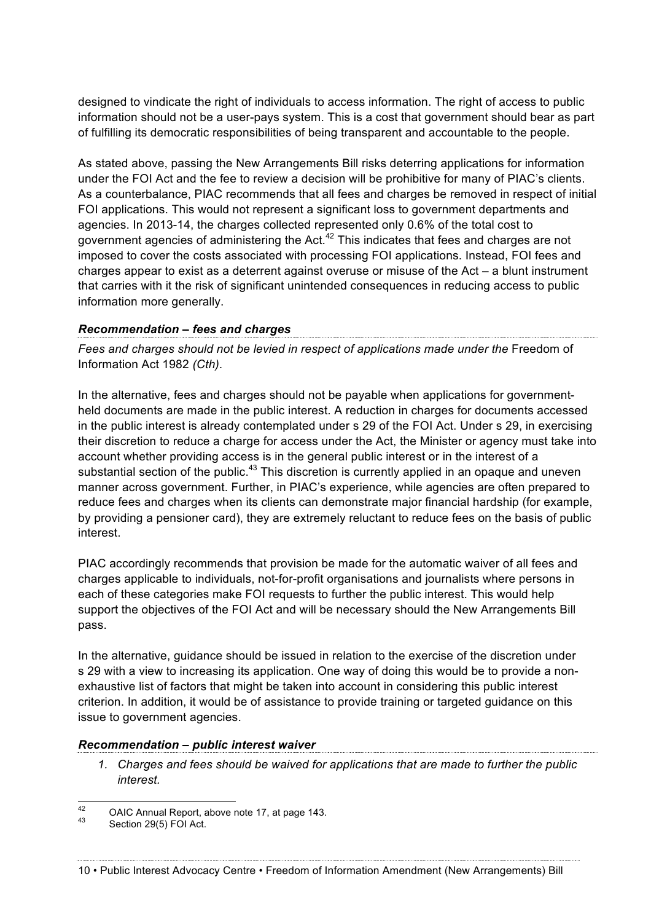designed to vindicate the right of individuals to access information. The right of access to public information should not be a user-pays system. This is a cost that government should bear as part of fulfilling its democratic responsibilities of being transparent and accountable to the people.

As stated above, passing the New Arrangements Bill risks deterring applications for information under the FOI Act and the fee to review a decision will be prohibitive for many of PIAC's clients. As a counterbalance, PIAC recommends that all fees and charges be removed in respect of initial FOI applications. This would not represent a significant loss to government departments and agencies. In 2013-14, the charges collected represented only 0.6% of the total cost to government agencies of administering the Act.[42] This indicates that fees and charges are not imposed to cover the costs associated with processing FOI applications. Instead, FOI fees and charges appear to exist as a deterrent against overuse or misuse of the Act – a blunt instrument that carries with it the risk of significant unintended consequences in reducing access to public information more generally.

***Recommendation – fees and charges***

*Fees and charges should not be levied in respect of applications made under the* Freedom of Information Act 1982 *(Cth).*

In the alternative, fees and charges should not be payable when applications for government-held documents are made in the public interest. A reduction in charges for documents accessed in the public interest is already contemplated under s 29 of the FOI Act. Under s 29, in exercising their discretion to reduce a charge for access under the Act, the Minister or agency must take into account whether providing access is in the general public interest or in the interest of a substantial section of the public.[43] This discretion is currently applied in an opaque and uneven manner across government. Further, in PIAC's experience, while agencies are often prepared to reduce fees and charges when its clients can demonstrate major financial hardship (for example, by providing a pensioner card), they are extremely reluctant to reduce fees on the basis of public interest.

PIAC accordingly recommends that provision be made for the automatic waiver of all fees and charges applicable to individuals, not-for-profit organisations and journalists where persons in each of these categories make FOI requests to further the public interest. This would help support the objectives of the FOI Act and will be necessary should the New Arrangements Bill pass.

In the alternative, guidance should be issued in relation to the exercise of the discretion under s 29 with a view to increasing its application. One way of doing this would be to provide a non-exhaustive list of factors that might be taken into account in considering this public interest criterion. In addition, it would be of assistance to provide training or targeted guidance on this issue to government agencies.

***Recommendation – public interest waiver***

1. *Charges and fees should be waived for applications that are made to further the public interest.*

---

[42] OAIC Annual Report, above note 17, at page 143.

[43] Section 29(5) FOI Act.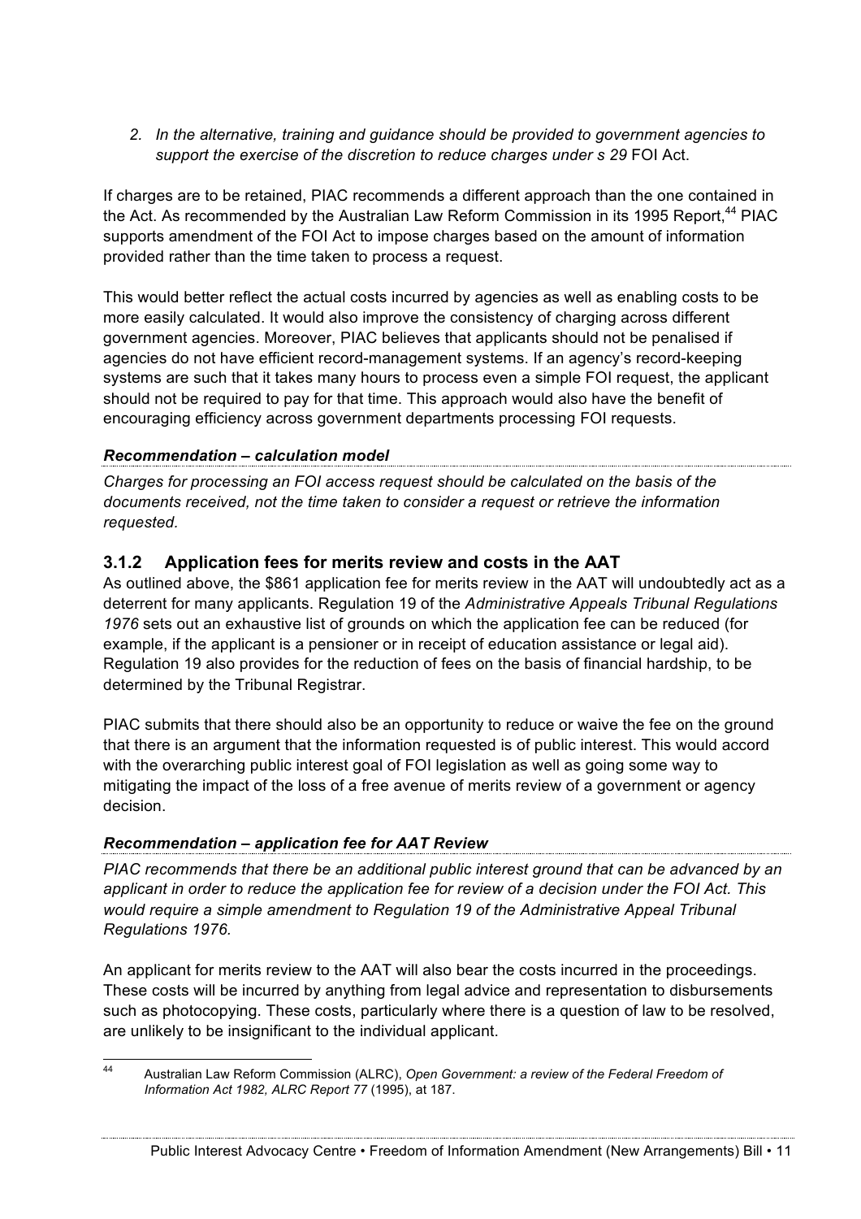2. *In the alternative, training and guidance should be provided to government agencies to support the exercise of the discretion to reduce charges under s 29* FOI Act.

If charges are to be retained, PIAC recommends a different approach than the one contained in the Act. As recommended by the Australian Law Reform Commission in its 1995 Report,[44] PIAC supports amendment of the FOI Act to impose charges based on the amount of information provided rather than the time taken to process a request.

This would better reflect the actual costs incurred by agencies as well as enabling costs to be more easily calculated. It would also improve the consistency of charging across different government agencies. Moreover, PIAC believes that applicants should not be penalised if agencies do not have efficient record-management systems. If an agency's record-keeping systems are such that it takes many hours to process even a simple FOI request, the applicant should not be required to pay for that time. This approach would also have the benefit of encouraging efficiency across government departments processing FOI requests.

***Recommendation – calculation model***

*Charges for processing an FOI access request should be calculated on the basis of the documents received, not the time taken to consider a request or retrieve the information requested.*

### 3.1.2 Application fees for merits review and costs in the AAT

As outlined above, the $861 application fee for merits review in the AAT will undoubtedly act as a deterrent for many applicants. Regulation 19 of the *Administrative Appeals Tribunal Regulations 1976* sets out an exhaustive list of grounds on which the application fee can be reduced (for example, if the applicant is a pensioner or in receipt of education assistance or legal aid). Regulation 19 also provides for the reduction of fees on the basis of financial hardship, to be determined by the Tribunal Registrar.

PIAC submits that there should also be an opportunity to reduce or waive the fee on the ground that there is an argument that the information requested is of public interest. This would accord with the overarching public interest goal of FOI legislation as well as going some way to mitigating the impact of the loss of a free avenue of merits review of a government or agency decision.

***Recommendation – application fee for AAT Review***

*PIAC recommends that there be an additional public interest ground that can be advanced by an applicant in order to reduce the application fee for review of a decision under the FOI Act. This would require a simple amendment to Regulation 19 of the Administrative Appeal Tribunal Regulations 1976.*

An applicant for merits review to the AAT will also bear the costs incurred in the proceedings. These costs will be incurred by anything from legal advice and representation to disbursements such as photocopying. These costs, particularly where there is a question of law to be resolved, are unlikely to be insignificant to the individual applicant.

---

[44] Australian Law Reform Commission (ALRC), *Open Government: a review of the Federal Freedom of Information Act 1982, ALRC Report 77* (1995), at 187.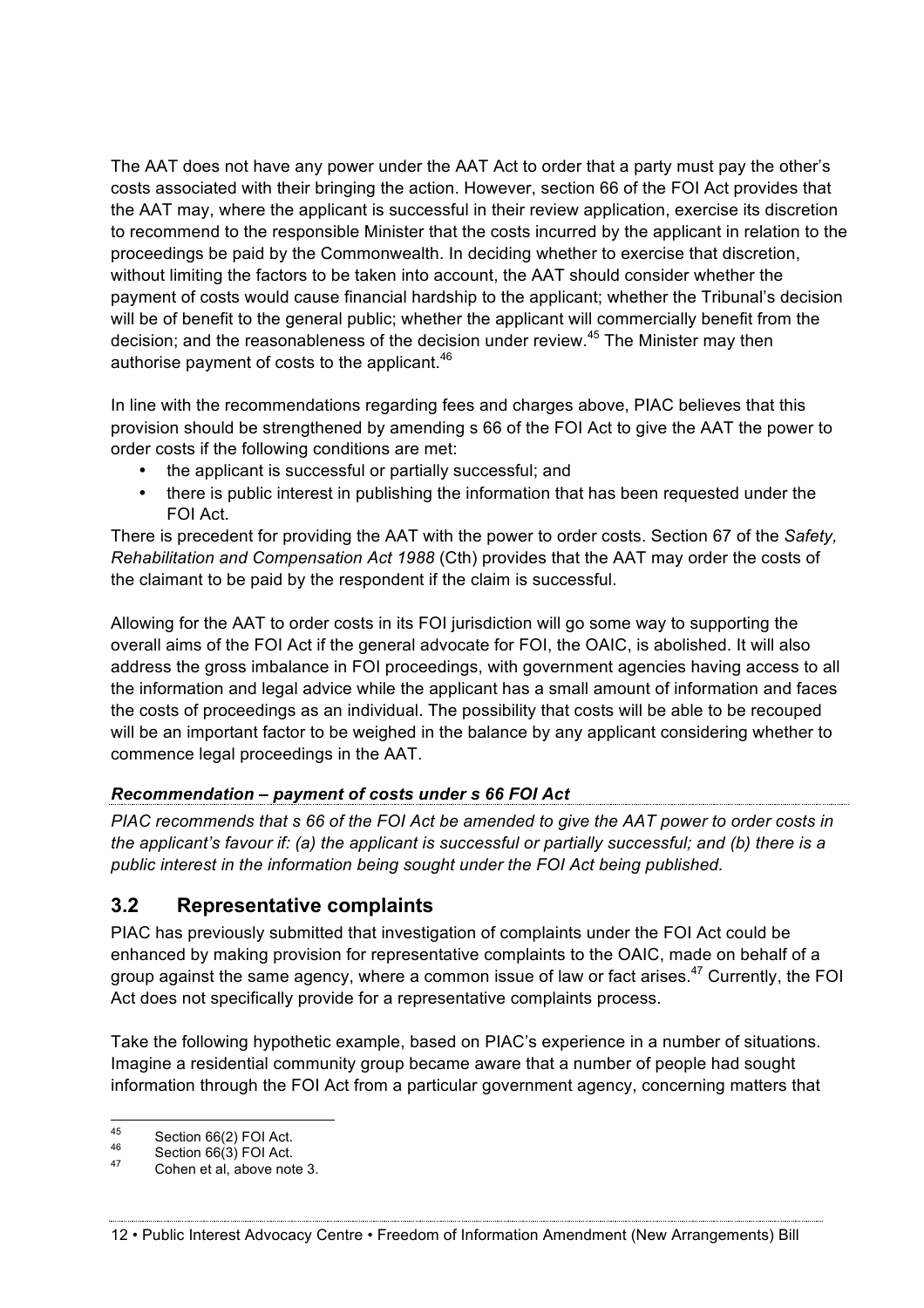The AAT does not have any power under the AAT Act to order that a party must pay the other's costs associated with their bringing the action. However, section 66 of the FOI Act provides that the AAT may, where the applicant is successful in their review application, exercise its discretion to recommend to the responsible Minister that the costs incurred by the applicant in relation to the proceedings be paid by the Commonwealth. In deciding whether to exercise that discretion, without limiting the factors to be taken into account, the AAT should consider whether the payment of costs would cause financial hardship to the applicant; whether the Tribunal's decision will be of benefit to the general public; whether the applicant will commercially benefit from the decision; and the reasonableness of the decision under review.[45] The Minister may then authorise payment of costs to the applicant.[46]

In line with the recommendations regarding fees and charges above, PIAC believes that this provision should be strengthened by amending s 66 of the FOI Act to give the AAT the power to order costs if the following conditions are met:

- the applicant is successful or partially successful; and
- there is public interest in publishing the information that has been requested under the FOI Act.

There is precedent for providing the AAT with the power to order costs. Section 67 of the *Safety, Rehabilitation and Compensation Act 1988* (Cth) provides that the AAT may order the costs of the claimant to be paid by the respondent if the claim is successful.

Allowing for the AAT to order costs in its FOI jurisdiction will go some way to supporting the overall aims of the FOI Act if the general advocate for FOI, the OAIC, is abolished. It will also address the gross imbalance in FOI proceedings, with government agencies having access to all the information and legal advice while the applicant has a small amount of information and faces the costs of proceedings as an individual. The possibility that costs will be able to be recouped will be an important factor to be weighed in the balance by any applicant considering whether to commence legal proceedings in the AAT.

***Recommendation – payment of costs under s 66 FOI Act***

*PIAC recommends that s 66 of the FOI Act be amended to give the AAT power to order costs in the applicant's favour if: (a) the applicant is successful or partially successful; and (b) there is a public interest in the information being sought under the FOI Act being published.*

## 3.2 Representative complaints

PIAC has previously submitted that investigation of complaints under the FOI Act could be enhanced by making provision for representative complaints to the OAIC, made on behalf of a group against the same agency, where a common issue of law or fact arises.[47] Currently, the FOI Act does not specifically provide for a representative complaints process.

Take the following hypothetic example, based on PIAC's experience in a number of situations. Imagine a residential community group became aware that a number of people had sought information through the FOI Act from a particular government agency, concerning matters that

---

[45] Section 66(2) FOI Act.

[46] Section 66(3) FOI Act.

[47] Cohen et al, above note 3.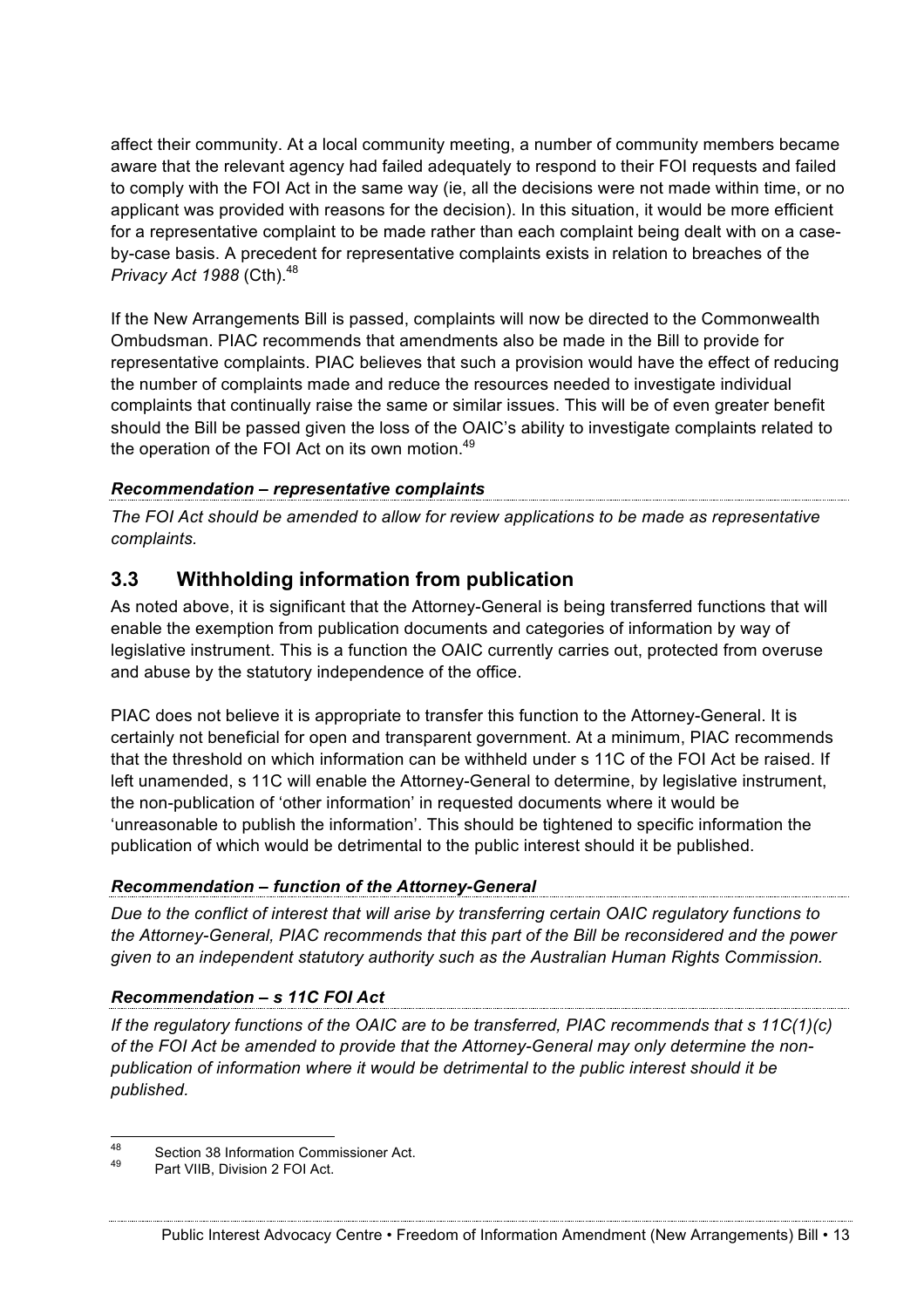affect their community. At a local community meeting, a number of community members became aware that the relevant agency had failed adequately to respond to their FOI requests and failed to comply with the FOI Act in the same way (ie, all the decisions were not made within time, or no applicant was provided with reasons for the decision). In this situation, it would be more efficient for a representative complaint to be made rather than each complaint being dealt with on a case-by-case basis. A precedent for representative complaints exists in relation to breaches of the *Privacy Act 1988* (Cth).[48]

If the New Arrangements Bill is passed, complaints will now be directed to the Commonwealth Ombudsman. PIAC recommends that amendments also be made in the Bill to provide for representative complaints. PIAC believes that such a provision would have the effect of reducing the number of complaints made and reduce the resources needed to investigate individual complaints that continually raise the same or similar issues. This will be of even greater benefit should the Bill be passed given the loss of the OAIC's ability to investigate complaints related to the operation of the FOI Act on its own motion.[49]

***Recommendation – representative complaints***

*The FOI Act should be amended to allow for review applications to be made as representative complaints.*

## 3.3 Withholding information from publication

As noted above, it is significant that the Attorney-General is being transferred functions that will enable the exemption from publication documents and categories of information by way of legislative instrument. This is a function the OAIC currently carries out, protected from overuse and abuse by the statutory independence of the office.

PIAC does not believe it is appropriate to transfer this function to the Attorney-General. It is certainly not beneficial for open and transparent government. At a minimum, PIAC recommends that the threshold on which information can be withheld under s 11C of the FOI Act be raised. If left unamended, s 11C will enable the Attorney-General to determine, by legislative instrument, the non-publication of 'other information' in requested documents where it would be 'unreasonable to publish the information'. This should be tightened to specific information the publication of which would be detrimental to the public interest should it be published.

***Recommendation – function of the Attorney-General***

*Due to the conflict of interest that will arise by transferring certain OAIC regulatory functions to the Attorney-General, PIAC recommends that this part of the Bill be reconsidered and the power given to an independent statutory authority such as the Australian Human Rights Commission.*

***Recommendation – s 11C FOI Act***

*If the regulatory functions of the OAIC are to be transferred, PIAC recommends that s 11C(1)(c) of the FOI Act be amended to provide that the Attorney-General may only determine the non-publication of information where it would be detrimental to the public interest should it be published.*

---

[48] Section 38 Information Commissioner Act.

[49] Part VIIB, Division 2 FOI Act.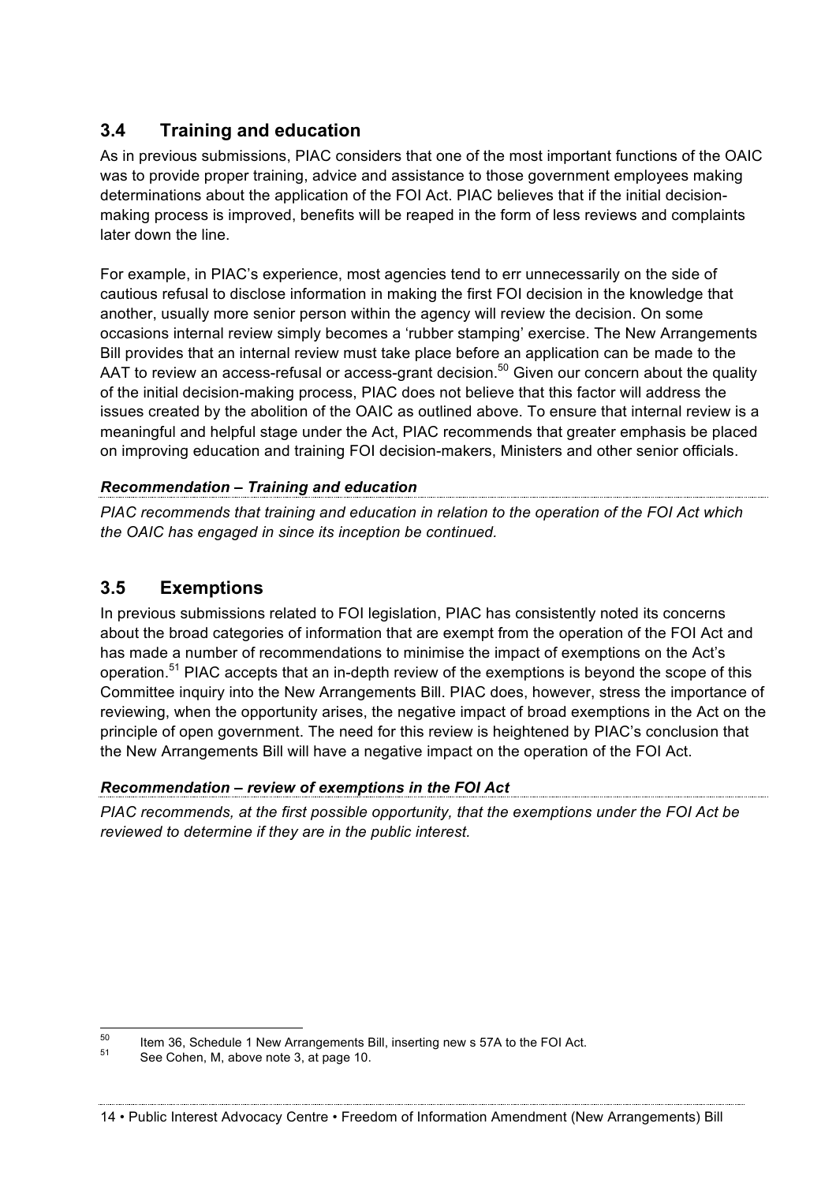## 3.4 Training and education

As in previous submissions, PIAC considers that one of the most important functions of the OAIC was to provide proper training, advice and assistance to those government employees making determinations about the application of the FOI Act. PIAC believes that if the initial decision-making process is improved, benefits will be reaped in the form of less reviews and complaints later down the line.

For example, in PIAC's experience, most agencies tend to err unnecessarily on the side of cautious refusal to disclose information in making the first FOI decision in the knowledge that another, usually more senior person within the agency will review the decision. On some occasions internal review simply becomes a 'rubber stamping' exercise. The New Arrangements Bill provides that an internal review must take place before an application can be made to the AAT to review an access-refusal or access-grant decision.[50] Given our concern about the quality of the initial decision-making process, PIAC does not believe that this factor will address the issues created by the abolition of the OAIC as outlined above. To ensure that internal review is a meaningful and helpful stage under the Act, PIAC recommends that greater emphasis be placed on improving education and training FOI decision-makers, Ministers and other senior officials.

#### *Recommendation – Training and education*

*PIAC recommends that training and education in relation to the operation of the FOI Act which the OAIC has engaged in since its inception be continued.*

## 3.5 Exemptions

In previous submissions related to FOI legislation, PIAC has consistently noted its concerns about the broad categories of information that are exempt from the operation of the FOI Act and has made a number of recommendations to minimise the impact of exemptions on the Act's operation.[51] PIAC accepts that an in-depth review of the exemptions is beyond the scope of this Committee inquiry into the New Arrangements Bill. PIAC does, however, stress the importance of reviewing, when the opportunity arises, the negative impact of broad exemptions in the Act on the principle of open government. The need for this review is heightened by PIAC's conclusion that the New Arrangements Bill will have a negative impact on the operation of the FOI Act.

#### *Recommendation – review of exemptions in the FOI Act*

*PIAC recommends, at the first possible opportunity, that the exemptions under the FOI Act be reviewed to determine if they are in the public interest.*

---

[50] Item 36, Schedule 1 New Arrangements Bill, inserting new s 57A to the FOI Act.

[51] See Cohen, M, above note 3, at page 10.